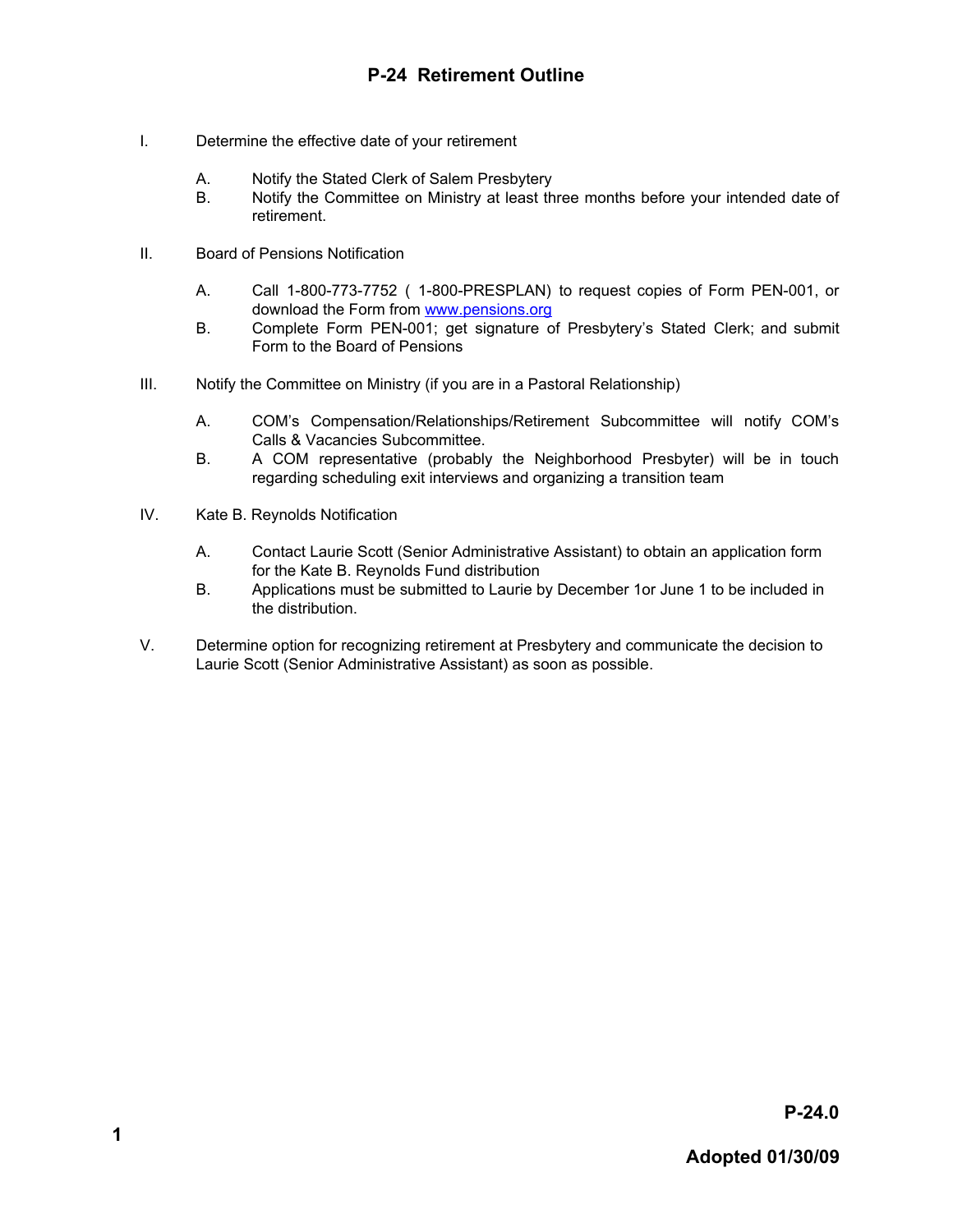# P-24 Retirement Outline

I. Determine the effective date of your retirement

   A. Notify the Stated Clerk of Salem Presbytery
   
   B. Notify the Committee on Ministry at least three months before your intended date of retirement.

II. Board of Pensions Notification

   A. Call 1-800-773-7752 ( 1-800-PRESPLAN) to request copies of Form PEN-001, or download the Form from [www.pensions.org](http://www.pensions.org)
   
   B. Complete Form PEN-001; get signature of Presbytery's Stated Clerk; and submit Form to the Board of Pensions

III. Notify the Committee on Ministry (if you are in a Pastoral Relationship)

   A. COM's Compensation/Relationships/Retirement Subcommittee will notify COM's Calls & Vacancies Subcommittee.
   
   B. A COM representative (probably the Neighborhood Presbyter) will be in touch regarding scheduling exit interviews and organizing a transition team

IV. Kate B. Reynolds Notification

   A. Contact Laurie Scott (Senior Administrative Assistant) to obtain an application form for the Kate B. Reynolds Fund distribution
   
   B. Applications must be submitted to Laurie by December 1or June 1 to be included in the distribution.

V. Determine option for recognizing retirement at Presbytery and communicate the decision to Laurie Scott (Senior Administrative Assistant) as soon as possible.

**P-24.0**

**Adopted 01/30/09**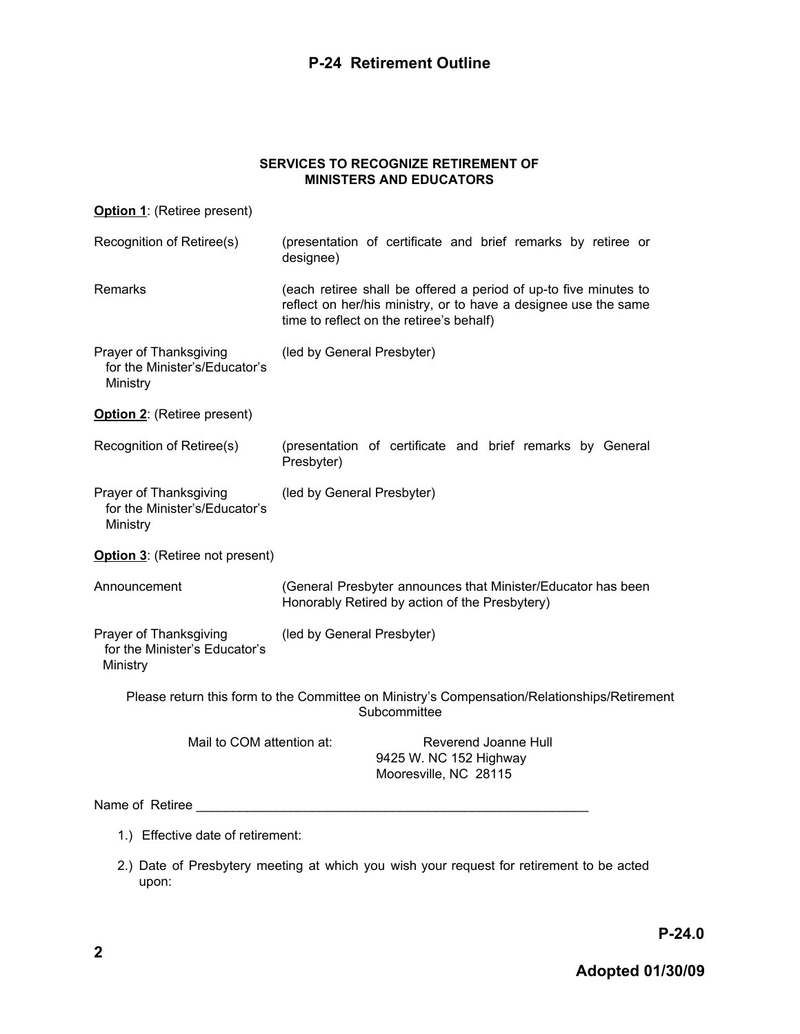# P-24 Retirement Outline

**SERVICES TO RECOGNIZE RETIREMENT OF MINISTERS AND EDUCATORS**

**Option 1**: (Retiree present)

| | |
|---|---|
| Recognition of Retiree(s) | (presentation of certificate and brief remarks by retiree or designee) |
| Remarks | (each retiree shall be offered a period of up-to five minutes to reflect on her/his ministry, or to have a designee use the same time to reflect on the retiree's behalf) |
| Prayer of Thanksgiving for the Minister's/Educator's Ministry | (led by General Presbyter) |

**Option 2**: (Retiree present)

| | |
|---|---|
| Recognition of Retiree(s) | (presentation of certificate and brief remarks by General Presbyter) |
| Prayer of Thanksgiving for the Minister's/Educator's Ministry | (led by General Presbyter) |

**Option 3**: (Retiree not present)

| | |
|---|---|
| Announcement | (General Presbyter announces that Minister/Educator has been Honorably Retired by action of the Presbytery) |
| Prayer of Thanksgiving for the Minister's Educator's Ministry | (led by General Presbyter) |

Please return this form to the Committee on Ministry's Compensation/Relationships/Retirement Subcommittee

Mail to COM attention at:

Reverend Joanne Hull
9425 W. NC 152 Highway
Mooresville, NC 28115

Name of Retiree ________________________________________________________

1.) Effective date of retirement:

2.) Date of Presbytery meeting at which you wish your request for retirement to be acted upon:

**P-24.0**

**Adopted 01/30/09**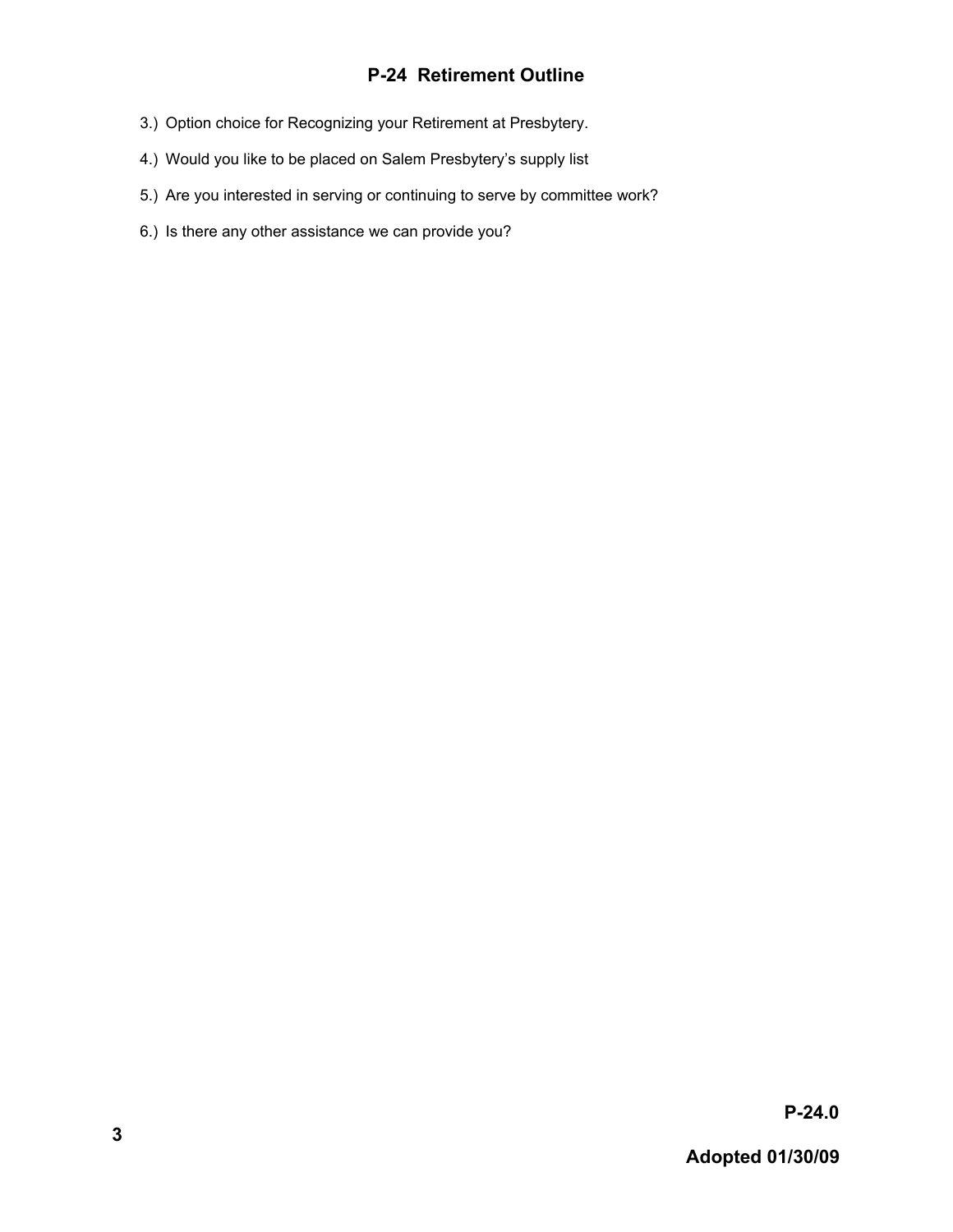## P-24 Retirement Outline

3.) Option choice for Recognizing your Retirement at Presbytery.

4.) Would you like to be placed on Salem Presbytery's supply list

5.) Are you interested in serving or continuing to serve by committee work?

6.) Is there any other assistance we can provide you?

**P-24.0**

**Adopted 01/30/09**